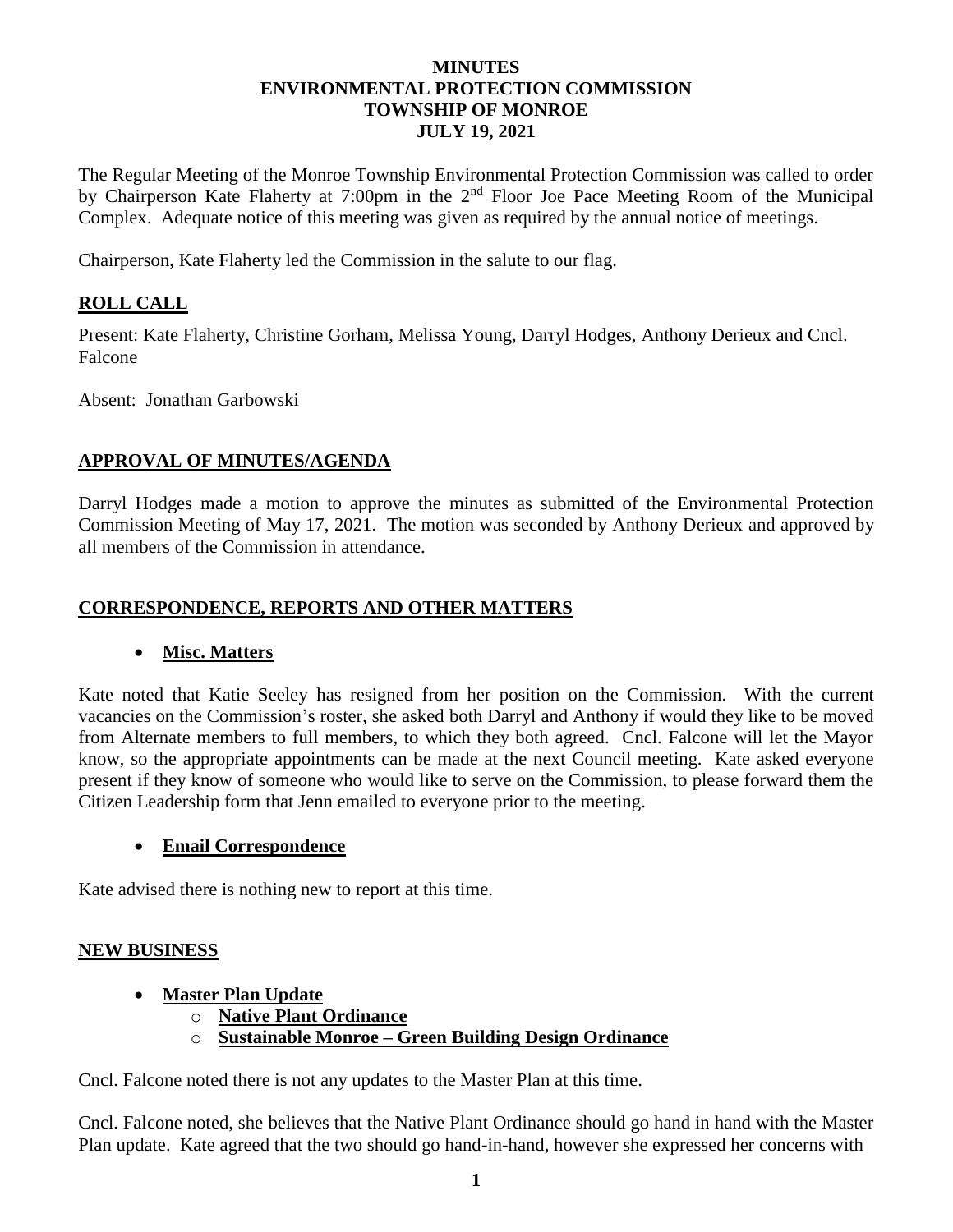# MINUTES
# ENVIRONMENTAL PROTECTION COMMISSION
# TOWNSHIP OF MONROE
# JULY 19, 2021

The Regular Meeting of the Monroe Township Environmental Protection Commission was called to order by Chairperson Kate Flaherty at 7:00pm in the 2nd Floor Joe Pace Meeting Room of the Municipal Complex. Adequate notice of this meeting was given as required by the annual notice of meetings.

Chairperson, Kate Flaherty led the Commission in the salute to our flag.

## ROLL CALL

Present: Kate Flaherty, Christine Gorham, Melissa Young, Darryl Hodges, Anthony Derieux and Cncl. Falcone

Absent: Jonathan Garbowski

## APPROVAL OF MINUTES/AGENDA

Darryl Hodges made a motion to approve the minutes as submitted of the Environmental Protection Commission Meeting of May 17, 2021. The motion was seconded by Anthony Derieux and approved by all members of the Commission in attendance.

## CORRESPONDENCE, REPORTS AND OTHER MATTERS

- **Misc. Matters**

Kate noted that Katie Seeley has resigned from her position on the Commission. With the current vacancies on the Commission's roster, she asked both Darryl and Anthony if would they like to be moved from Alternate members to full members, to which they both agreed. Cncl. Falcone will let the Mayor know, so the appropriate appointments can be made at the next Council meeting. Kate asked everyone present if they know of someone who would like to serve on the Commission, to please forward them the Citizen Leadership form that Jenn emailed to everyone prior to the meeting.

- **Email Correspondence**

Kate advised there is nothing new to report at this time.

## NEW BUSINESS

- **Master Plan Update**
  - **Native Plant Ordinance**
  - **Sustainable Monroe – Green Building Design Ordinance**

Cncl. Falcone noted there is not any updates to the Master Plan at this time.

Cncl. Falcone noted, she believes that the Native Plant Ordinance should go hand in hand with the Master Plan update. Kate agreed that the two should go hand-in-hand, however she expressed her concerns with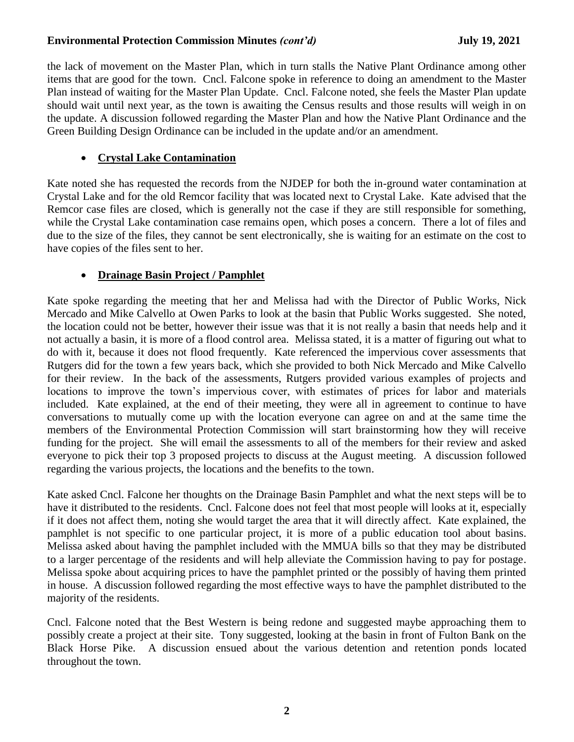the lack of movement on the Master Plan, which in turn stalls the Native Plant Ordinance among other items that are good for the town. Cncl. Falcone spoke in reference to doing an amendment to the Master Plan instead of waiting for the Master Plan Update. Cncl. Falcone noted, she feels the Master Plan update should wait until next year, as the town is awaiting the Census results and those results will weigh in on the update. A discussion followed regarding the Master Plan and how the Native Plant Ordinance and the Green Building Design Ordinance can be included in the update and/or an amendment.

- **Crystal Lake Contamination**

Kate noted she has requested the records from the NJDEP for both the in-ground water contamination at Crystal Lake and for the old Remcor facility that was located next to Crystal Lake. Kate advised that the Remcor case files are closed, which is generally not the case if they are still responsible for something, while the Crystal Lake contamination case remains open, which poses a concern. There a lot of files and due to the size of the files, they cannot be sent electronically, she is waiting for an estimate on the cost to have copies of the files sent to her.

- **Drainage Basin Project / Pamphlet**

Kate spoke regarding the meeting that her and Melissa had with the Director of Public Works, Nick Mercado and Mike Calvello at Owen Parks to look at the basin that Public Works suggested. She noted, the location could not be better, however their issue was that it is not really a basin that needs help and it not actually a basin, it is more of a flood control area. Melissa stated, it is a matter of figuring out what to do with it, because it does not flood frequently. Kate referenced the impervious cover assessments that Rutgers did for the town a few years back, which she provided to both Nick Mercado and Mike Calvello for their review. In the back of the assessments, Rutgers provided various examples of projects and locations to improve the town's impervious cover, with estimates of prices for labor and materials included. Kate explained, at the end of their meeting, they were all in agreement to continue to have conversations to mutually come up with the location everyone can agree on and at the same time the members of the Environmental Protection Commission will start brainstorming how they will receive funding for the project. She will email the assessments to all of the members for their review and asked everyone to pick their top 3 proposed projects to discuss at the August meeting. A discussion followed regarding the various projects, the locations and the benefits to the town.

Kate asked Cncl. Falcone her thoughts on the Drainage Basin Pamphlet and what the next steps will be to have it distributed to the residents. Cncl. Falcone does not feel that most people will looks at it, especially if it does not affect them, noting she would target the area that it will directly affect. Kate explained, the pamphlet is not specific to one particular project, it is more of a public education tool about basins. Melissa asked about having the pamphlet included with the MMUA bills so that they may be distributed to a larger percentage of the residents and will help alleviate the Commission having to pay for postage. Melissa spoke about acquiring prices to have the pamphlet printed or the possibly of having them printed in house. A discussion followed regarding the most effective ways to have the pamphlet distributed to the majority of the residents.

Cncl. Falcone noted that the Best Western is being redone and suggested maybe approaching them to possibly create a project at their site. Tony suggested, looking at the basin in front of Fulton Bank on the Black Horse Pike. A discussion ensued about the various detention and retention ponds located throughout the town.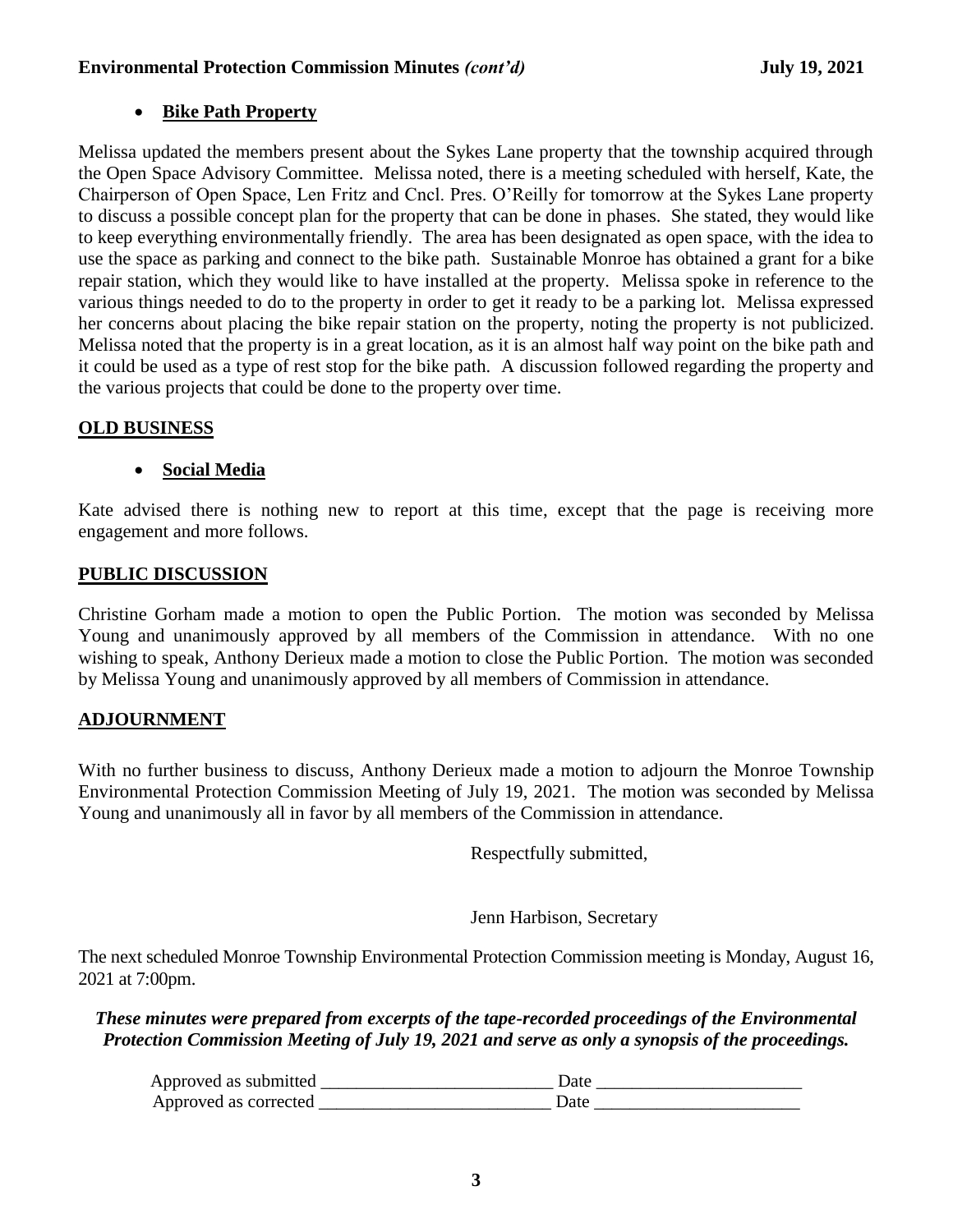- **Bike Path Property**

Melissa updated the members present about the Sykes Lane property that the township acquired through the Open Space Advisory Committee. Melissa noted, there is a meeting scheduled with herself, Kate, the Chairperson of Open Space, Len Fritz and Cncl. Pres. O'Reilly for tomorrow at the Sykes Lane property to discuss a possible concept plan for the property that can be done in phases. She stated, they would like to keep everything environmentally friendly. The area has been designated as open space, with the idea to use the space as parking and connect to the bike path. Sustainable Monroe has obtained a grant for a bike repair station, which they would like to have installed at the property. Melissa spoke in reference to the various things needed to do to the property in order to get it ready to be a parking lot. Melissa expressed her concerns about placing the bike repair station on the property, noting the property is not publicized. Melissa noted that the property is in a great location, as it is an almost half way point on the bike path and it could be used as a type of rest stop for the bike path. A discussion followed regarding the property and the various projects that could be done to the property over time.

## OLD BUSINESS

- **Social Media**

Kate advised there is nothing new to report at this time, except that the page is receiving more engagement and more follows.

## PUBLIC DISCUSSION

Christine Gorham made a motion to open the Public Portion. The motion was seconded by Melissa Young and unanimously approved by all members of the Commission in attendance. With no one wishing to speak, Anthony Derieux made a motion to close the Public Portion. The motion was seconded by Melissa Young and unanimously approved by all members of Commission in attendance.

## ADJOURNMENT

With no further business to discuss, Anthony Derieux made a motion to adjourn the Monroe Township Environmental Protection Commission Meeting of July 19, 2021. The motion was seconded by Melissa Young and unanimously all in favor by all members of the Commission in attendance.

Respectfully submitted,

Jenn Harbison, Secretary

The next scheduled Monroe Township Environmental Protection Commission meeting is Monday, August 16, 2021 at 7:00pm.

***These minutes were prepared from excerpts of the tape-recorded proceedings of the Environmental Protection Commission Meeting of July 19, 2021 and serve as only a synopsis of the proceedings.***

Approved as submitted __________________________ Date _______________________

Approved as corrected __________________________ Date _______________________